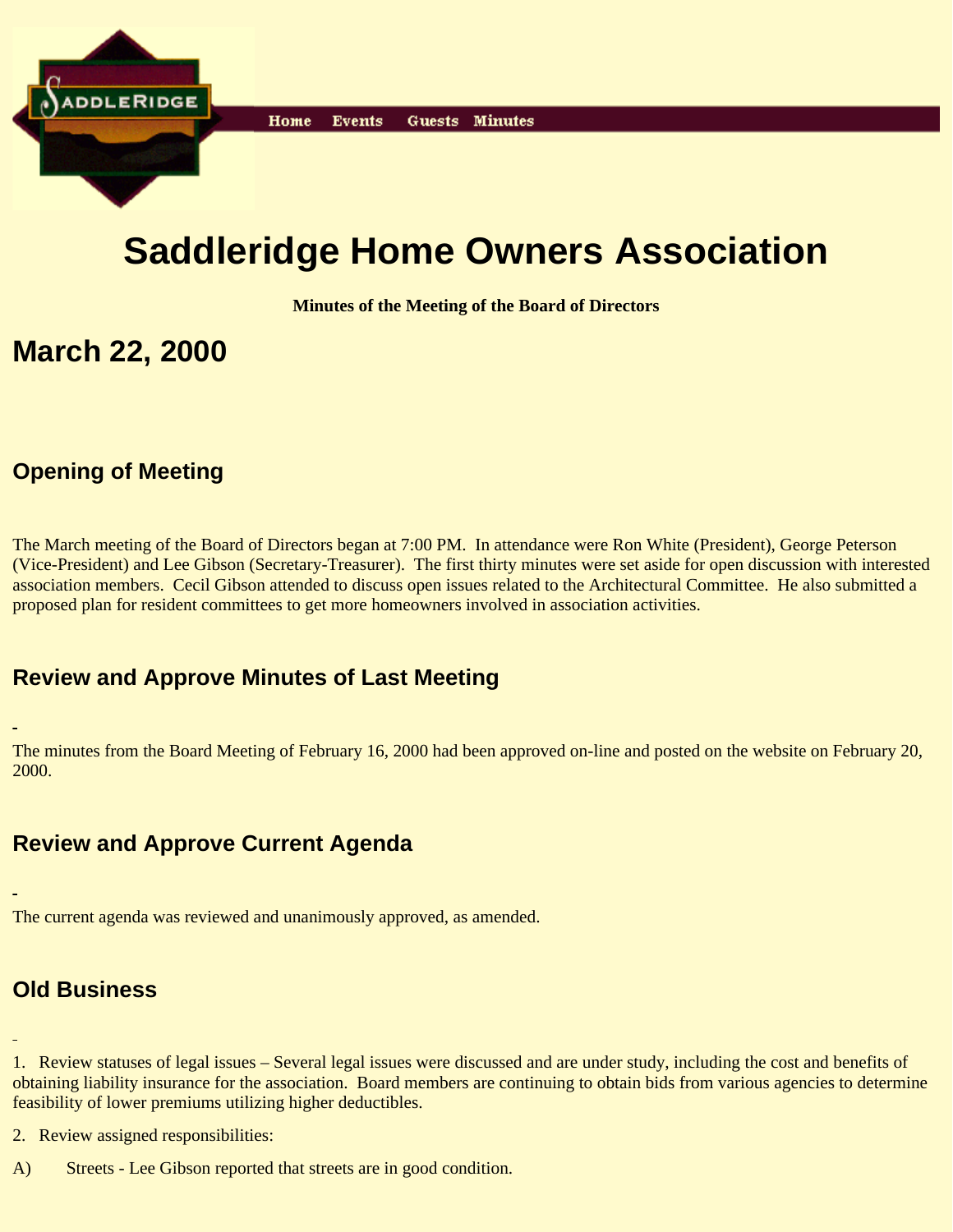Home Events Guests Minutes

# Saddleridge Home Owners Association

**Minutes of the Meeting of the Board of Directors**

# March 22, 2000

## Opening of Meeting

The March meeting of the Board of Directors began at 7:00 PM. In attendance were Ron White (President), George Peterson (Vice-President) and Lee Gibson (Secretary-Treasurer). The first thirty minutes were set aside for open discussion with interested association members. Cecil Gibson attended to discuss open issues related to the Architectural Committee. He also submitted a proposed plan for resident committees to get more homeowners involved in association activities.

## Review and Approve Minutes of Last Meeting

The minutes from the Board Meeting of February 16, 2000 had been approved on-line and posted on the website on February 20, 2000.

## Review and Approve Current Agenda

The current agenda was reviewed and unanimously approved, as amended.

## Old Business

1. Review statuses of legal issues – Several legal issues were discussed and are under study, including the cost and benefits of obtaining liability insurance for the association. Board members are continuing to obtain bids from various agencies to determine feasibility of lower premiums utilizing higher deductibles.

2. Review assigned responsibilities:

A) Streets - Lee Gibson reported that streets are in good condition.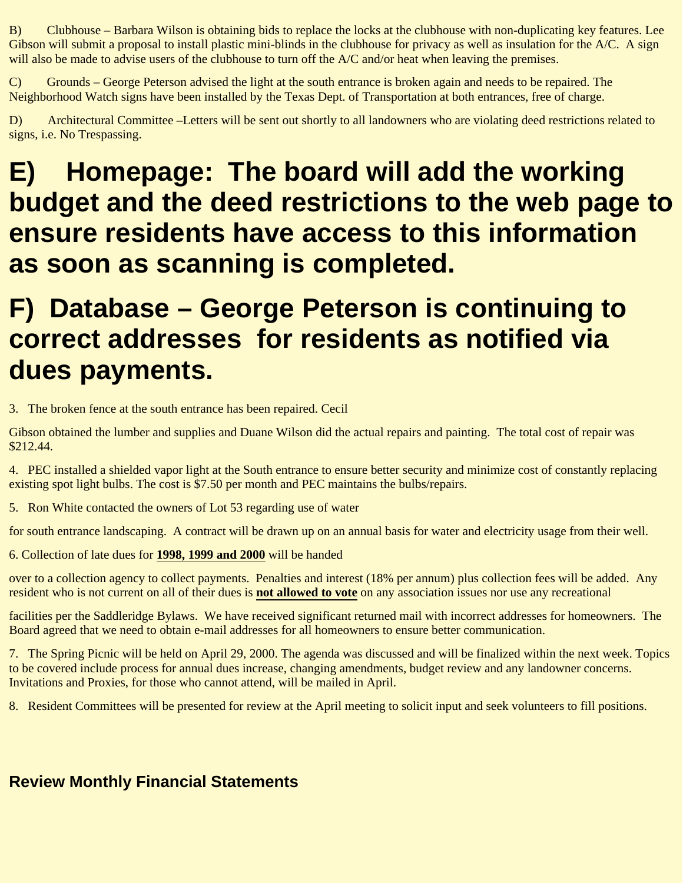B) Clubhouse – Barbara Wilson is obtaining bids to replace the locks at the clubhouse with non-duplicating key features. Lee Gibson will submit a proposal to install plastic mini-blinds in the clubhouse for privacy as well as insulation for the A/C. A sign will also be made to advise users of the clubhouse to turn off the A/C and/or heat when leaving the premises.

C) Grounds – George Peterson advised the light at the south entrance is broken again and needs to be repaired. The Neighborhood Watch signs have been installed by the Texas Dept. of Transportation at both entrances, free of charge.

D) Architectural Committee –Letters will be sent out shortly to all landowners who are violating deed restrictions related to signs, i.e. No Trespassing.

# E) Homepage: The board will add the working budget and the deed restrictions to the web page to ensure residents have access to this information as soon as scanning is completed.

# F) Database – George Peterson is continuing to correct addresses for residents as notified via dues payments.

3. The broken fence at the south entrance has been repaired. Cecil Gibson obtained the lumber and supplies and Duane Wilson did the actual repairs and painting. The total cost of repair was $212.44.

4. PEC installed a shielded vapor light at the South entrance to ensure better security and minimize cost of constantly replacing existing spot light bulbs. The cost is $7.50 per month and PEC maintains the bulbs/repairs.

5. Ron White contacted the owners of Lot 53 regarding use of water for south entrance landscaping. A contract will be drawn up on an annual basis for water and electricity usage from their well.

6. Collection of late dues for **1998, 1999 and 2000** will be handed over to a collection agency to collect payments. Penalties and interest (18% per annum) plus collection fees will be added. Any resident who is not current on all of their dues is **not allowed to vote** on any association issues nor use any recreational facilities per the Saddleridge Bylaws. We have received significant returned mail with incorrect addresses for homeowners. The Board agreed that we need to obtain e-mail addresses for all homeowners to ensure better communication.

7. The Spring Picnic will be held on April 29, 2000. The agenda was discussed and will be finalized within the next week. Topics to be covered include process for annual dues increase, changing amendments, budget review and any landowner concerns. Invitations and Proxies, for those who cannot attend, will be mailed in April.

8. Resident Committees will be presented for review at the April meeting to solicit input and seek volunteers to fill positions.

### Review Monthly Financial Statements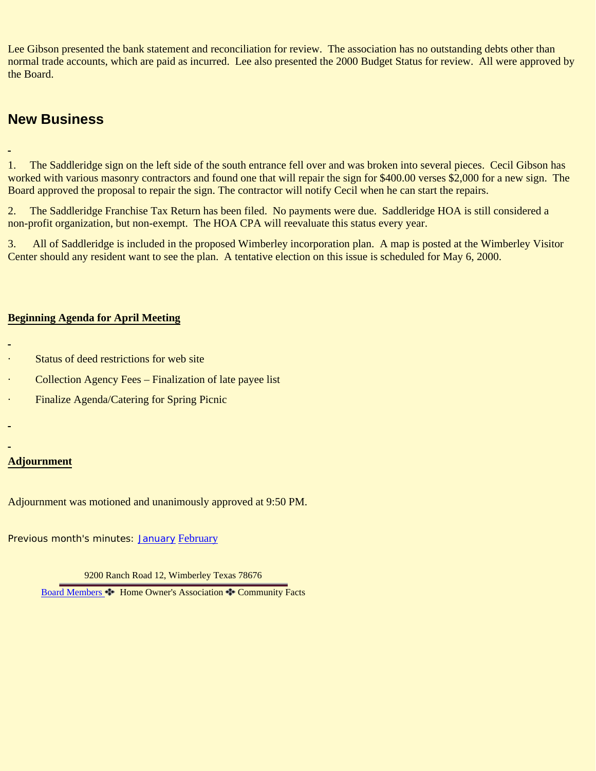Lee Gibson presented the bank statement and reconciliation for review. The association has no outstanding debts other than normal trade accounts, which are paid as incurred. Lee also presented the 2000 Budget Status for review. All were approved by the Board.

## New Business

1. The Saddleridge sign on the left side of the south entrance fell over and was broken into several pieces. Cecil Gibson has worked with various masonry contractors and found one that will repair the sign for $400.00 verses $2,000 for a new sign. The Board approved the proposal to repair the sign. The contractor will notify Cecil when he can start the repairs.

2. The Saddleridge Franchise Tax Return has been filed. No payments were due. Saddleridge HOA is still considered a non-profit organization, but non-exempt. The HOA CPA will reevaluate this status every year.

3. All of Saddleridge is included in the proposed Wimberley incorporation plan. A map is posted at the Wimberley Visitor Center should any resident want to see the plan. A tentative election on this issue is scheduled for May 6, 2000.

**Beginning Agenda for April Meeting**

- Status of deed restrictions for web site
- Collection Agency Fees – Finalization of late payee list
- Finalize Agenda/Catering for Spring Picnic

**Adjournment**

Adjournment was motioned and unanimously approved at 9:50 PM.

Previous month's minutes: January February

9200 Ranch Road 12, Wimberley Texas 78676

Board Members ✤ Home Owner's Association ✤ Community Facts